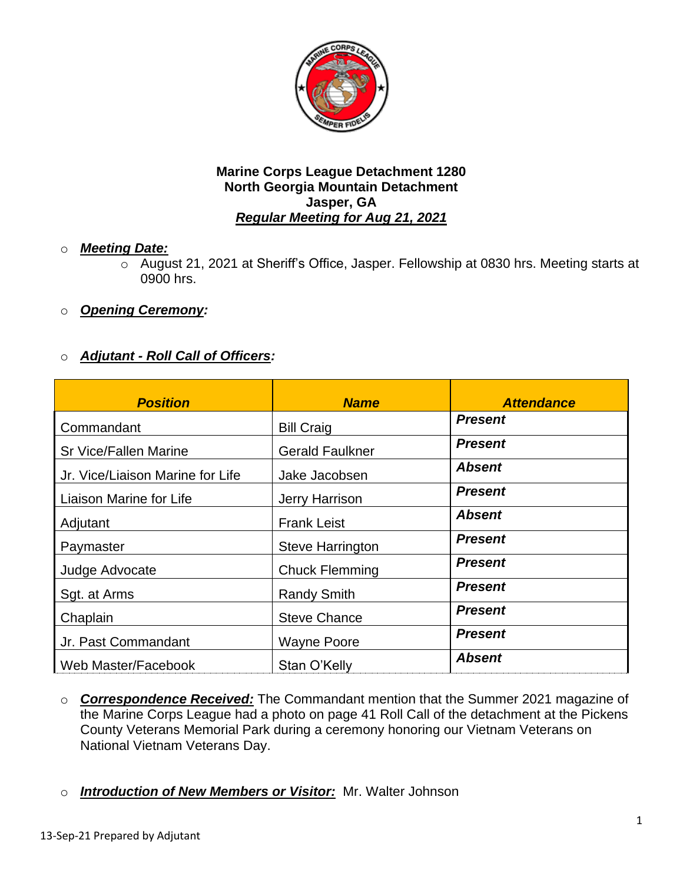**Marine Corps League Detachment 1280**
**North Georgia Mountain Detachment**
**Jasper, GA**
***Regular Meeting for Aug 21, 2021***

- ***Meeting Date:***
  - August 21, 2021 at Sheriff's Office, Jasper. Fellowship at 0830 hrs. Meeting starts at 0900 hrs.

- ***Opening Ceremony:***

- ***Adjutant - Roll Call of Officers:***

| *Position* | *Name* | *Attendance* |
|---|---|---|
| Commandant | Bill Craig | ***Present*** |
| Sr Vice/Fallen Marine | Gerald Faulkner | ***Present*** |
| Jr. Vice/Liaison Marine for Life | Jake Jacobsen | ***Absent*** |
| Liaison Marine for Life | Jerry Harrison | ***Present*** |
| Adjutant | Frank Leist | ***Absent*** |
| Paymaster | Steve Harrington | ***Present*** |
| Judge Advocate | Chuck Flemming | ***Present*** |
| Sgt. at Arms | Randy Smith | ***Present*** |
| Chaplain | Steve Chance | ***Present*** |
| Jr. Past Commandant | Wayne Poore | ***Present*** |
| Web Master/Facebook | Stan O'Kelly | ***Absent*** |

- ***Correspondence Received:*** The Commandant mention that the Summer 2021 magazine of the Marine Corps League had a photo on page 41 Roll Call of the detachment at the Pickens County Veterans Memorial Park during a ceremony honoring our Vietnam Veterans on National Vietnam Veterans Day.

- ***Introduction of New Members or Visitor:*** Mr. Walter Johnson

13-Sep-21 Prepared by Adjutant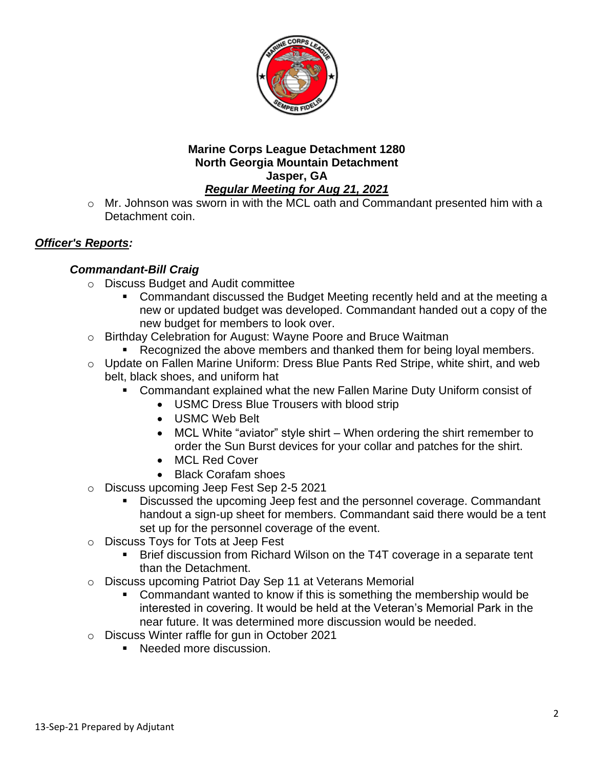**Marine Corps League Detachment 1280**
**North Georgia Mountain Detachment**
**Jasper, GA**
***Regular Meeting for Aug 21, 2021***

- Mr. Johnson was sworn in with the MCL oath and Commandant presented him with a Detachment coin.

## ***Officer's Reports:***

### *Commandant-Bill Craig*

- Discuss Budget and Audit committee
  - Commandant discussed the Budget Meeting recently held and at the meeting a new or updated budget was developed. Commandant handed out a copy of the new budget for members to look over.
- Birthday Celebration for August: Wayne Poore and Bruce Waitman
  - Recognized the above members and thanked them for being loyal members.
- Update on Fallen Marine Uniform: Dress Blue Pants Red Stripe, white shirt, and web belt, black shoes, and uniform hat
  - Commandant explained what the new Fallen Marine Duty Uniform consist of
    - USMC Dress Blue Trousers with blood strip
    - USMC Web Belt
    - MCL White "aviator" style shirt – When ordering the shirt remember to order the Sun Burst devices for your collar and patches for the shirt.
    - MCL Red Cover
    - Black Corafam shoes
- Discuss upcoming Jeep Fest Sep 2-5 2021
  - Discussed the upcoming Jeep fest and the personnel coverage. Commandant handout a sign-up sheet for members. Commandant said there would be a tent set up for the personnel coverage of the event.
- Discuss Toys for Tots at Jeep Fest
  - Brief discussion from Richard Wilson on the T4T coverage in a separate tent than the Detachment.
- Discuss upcoming Patriot Day Sep 11 at Veterans Memorial
  - Commandant wanted to know if this is something the membership would be interested in covering. It would be held at the Veteran's Memorial Park in the near future. It was determined more discussion would be needed.
- Discuss Winter raffle for gun in October 2021
  - Needed more discussion.

13-Sep-21 Prepared by Adjutant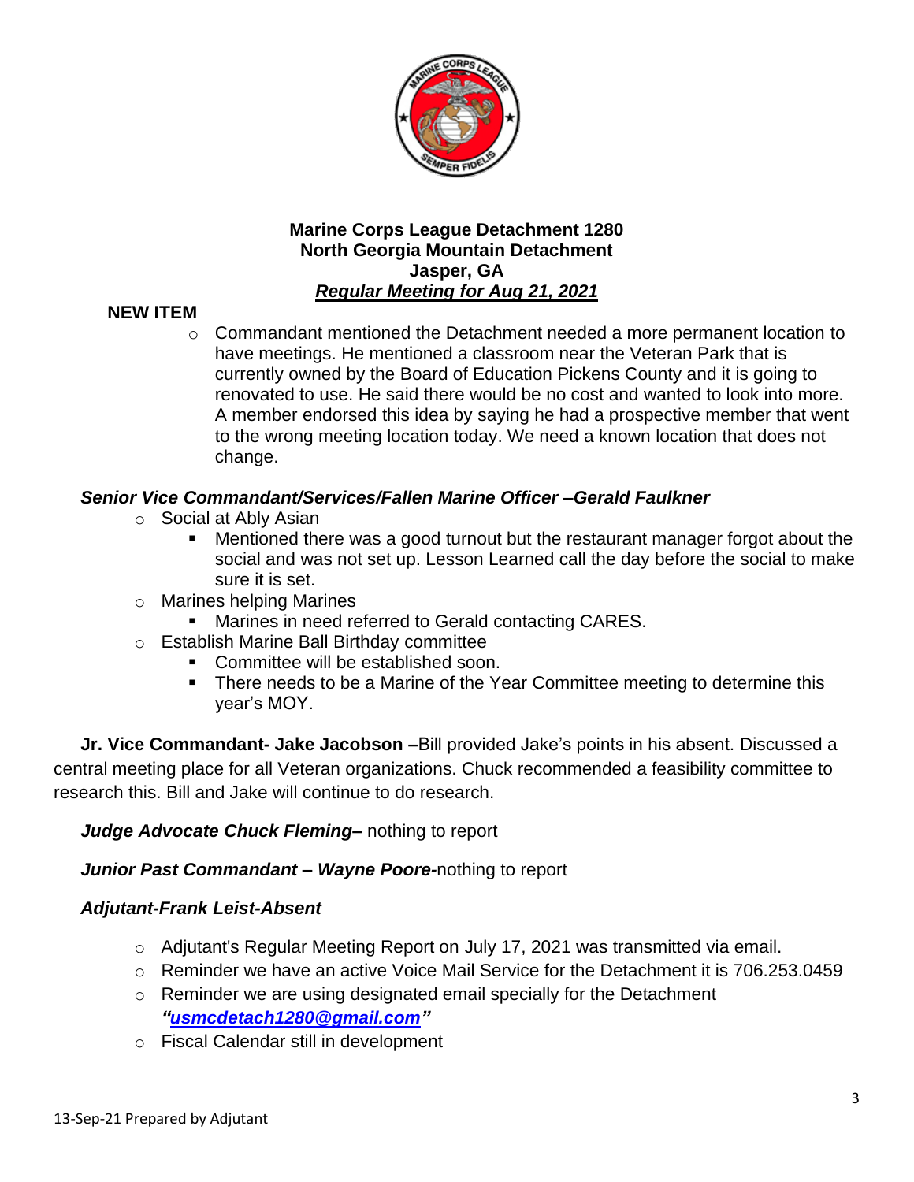**Marine Corps League Detachment 1280**
**North Georgia Mountain Detachment**
**Jasper, GA**
***Regular Meeting for Aug 21, 2021***

**NEW ITEM**

- Commandant mentioned the Detachment needed a more permanent location to have meetings. He mentioned a classroom near the Veteran Park that is currently owned by the Board of Education Pickens County and it is going to renovated to use. He said there would be no cost and wanted to look into more. A member endorsed this idea by saying he had a prospective member that went to the wrong meeting location today. We need a known location that does not change.

***Senior Vice Commandant/Services/Fallen Marine Officer –Gerald Faulkner***

- Social at Ably Asian
  - Mentioned there was a good turnout but the restaurant manager forgot about the social and was not set up. Lesson Learned call the day before the social to make sure it is set.
- Marines helping Marines
  - Marines in need referred to Gerald contacting CARES.
- Establish Marine Ball Birthday committee
  - Committee will be established soon.
  - There needs to be a Marine of the Year Committee meeting to determine this year's MOY.

**Jr. Vice Commandant- Jake Jacobson –**Bill provided Jake's points in his absent. Discussed a central meeting place for all Veteran organizations. Chuck recommended a feasibility committee to research this. Bill and Jake will continue to do research.

***Judge Advocate Chuck Fleming–*** nothing to report

***Junior Past Commandant – Wayne Poore-***nothing to report

***Adjutant-Frank Leist-Absent***

- Adjutant's Regular Meeting Report on July 17, 2021 was transmitted via email.
- Reminder we have an active Voice Mail Service for the Detachment it is 706.253.0459
- Reminder we are using designated email specially for the Detachment ***"usmcdetach1280@gmail.com"***
- Fiscal Calendar still in development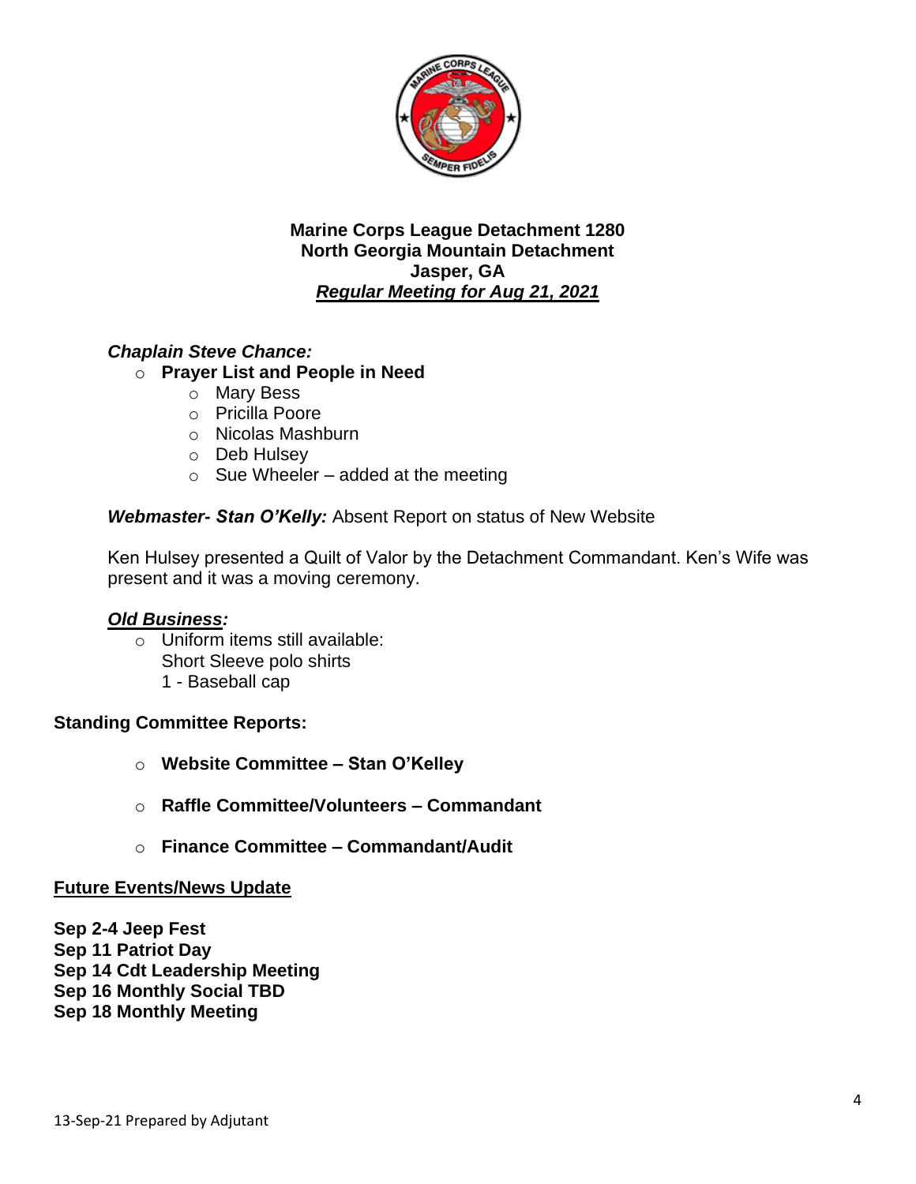**Marine Corps League Detachment 1280**
**North Georgia Mountain Detachment**
**Jasper, GA**
***Regular Meeting for Aug 21, 2021***

***Chaplain Steve Chance:***

- **Prayer List and People in Need**
  - Mary Bess
  - Pricilla Poore
  - Nicolas Mashburn
  - Deb Hulsey
  - Sue Wheeler – added at the meeting

***Webmaster- Stan O'Kelly:*** Absent Report on status of New Website

Ken Hulsey presented a Quilt of Valor by the Detachment Commandant. Ken's Wife was present and it was a moving ceremony.

***Old Business:***

- Uniform items still available:
  Short Sleeve polo shirts
  1 - Baseball cap

**Standing Committee Reports:**

- **Website Committee – Stan O'Kelley**
- **Raffle Committee/Volunteers – Commandant**
- **Finance Committee – Commandant/Audit**

**Future Events/News Update**

**Sep 2-4 Jeep Fest**
**Sep 11 Patriot Day**
**Sep 14 Cdt Leadership Meeting**
**Sep 16 Monthly Social TBD**
**Sep 18 Monthly Meeting**

13-Sep-21 Prepared by Adjutant